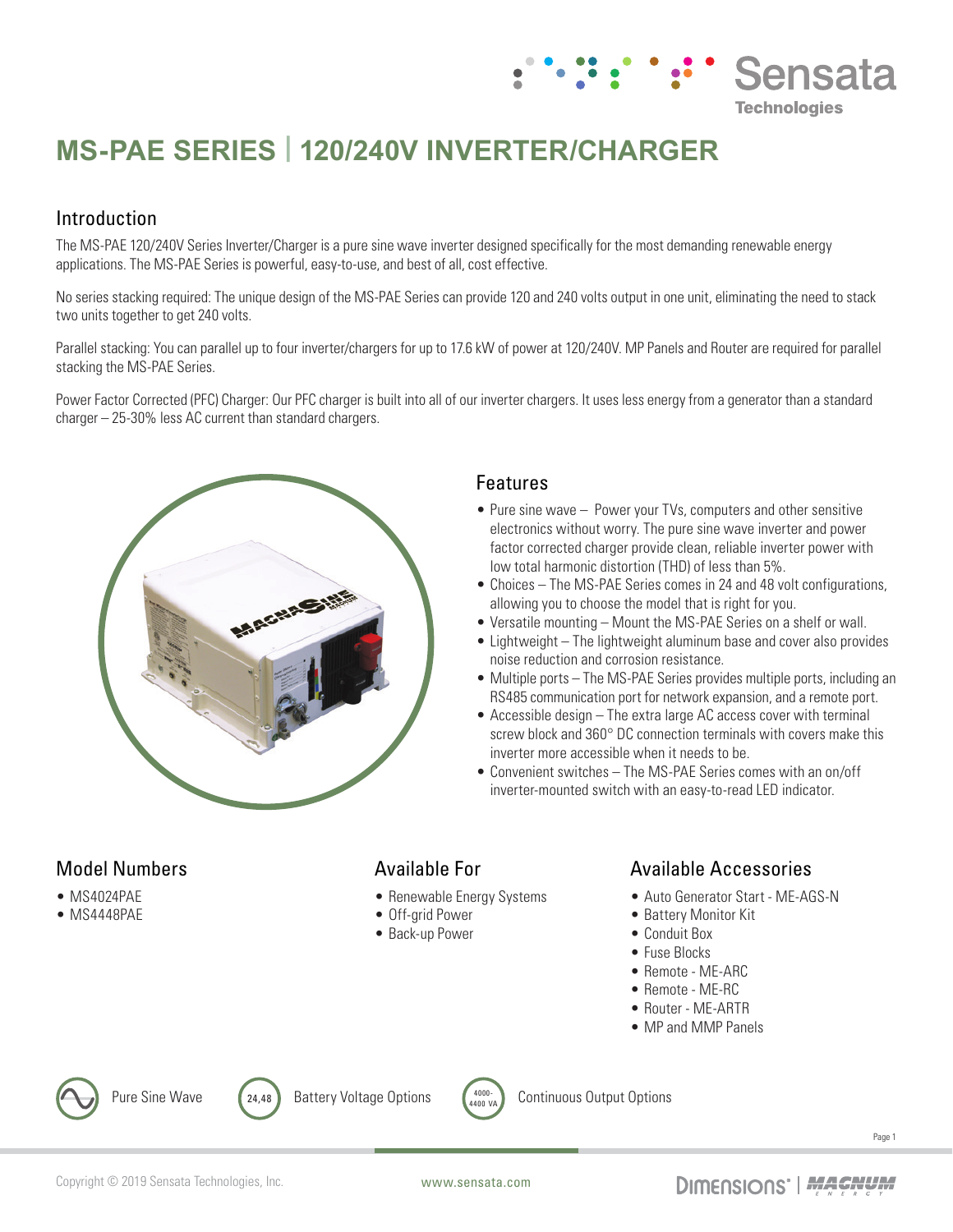# MS-PAE SERIES | 120/240V INVERTER/CHARGER

## Introduction

The MS-PAE 120/240V Series Inverter/Charger is a pure sine wave inverter designed specifically for the most demanding renewable energy applications. The MS-PAE Series is powerful, easy-to-use, and best of all, cost effective.

No series stacking required: The unique design of the MS-PAE Series can provide 120 and 240 volts output in one unit, eliminating the need to stack two units together to get 240 volts.

Parallel stacking: You can parallel up to four inverter/chargers for up to 17.6 kW of power at 120/240V. MP Panels and Router are required for parallel stacking the MS-PAE Series.

Power Factor Corrected (PFC) Charger: Our PFC charger is built into all of our inverter chargers. It uses less energy from a generator than a standard charger – 25-30% less AC current than standard chargers.

## Features

- Pure sine wave – Power your TVs, computers and other sensitive electronics without worry. The pure sine wave inverter and power factor corrected charger provide clean, reliable inverter power with low total harmonic distortion (THD) of less than 5%.
- Choices – The MS-PAE Series comes in 24 and 48 volt configurations, allowing you to choose the model that is right for you.
- Versatile mounting – Mount the MS-PAE Series on a shelf or wall.
- Lightweight – The lightweight aluminum base and cover also provides noise reduction and corrosion resistance.
- Multiple ports – The MS-PAE Series provides multiple ports, including an RS485 communication port for network expansion, and a remote port.
- Accessible design – The extra large AC access cover with terminal screw block and 360° DC connection terminals with covers make this inverter more accessible when it needs to be.
- Convenient switches – The MS-PAE Series comes with an on/off inverter-mounted switch with an easy-to-read LED indicator.

## Model Numbers

- MS4024PAE
- MS4448PAE

## Available For

- Renewable Energy Systems
- Off-grid Power
- Back-up Power

## Available Accessories

- Auto Generator Start - ME-AGS-N
- Battery Monitor Kit
- Conduit Box
- Fuse Blocks
- Remote - ME-ARC
- Remote - ME-RC
- Router - ME-ARTR
- MP and MMP Panels

Pure Sine Wave | 24,48 Battery Voltage Options | 4000-4400 VA Continuous Output Options

Copyright © 2019 Sensata Technologies, Inc. www.sensata.com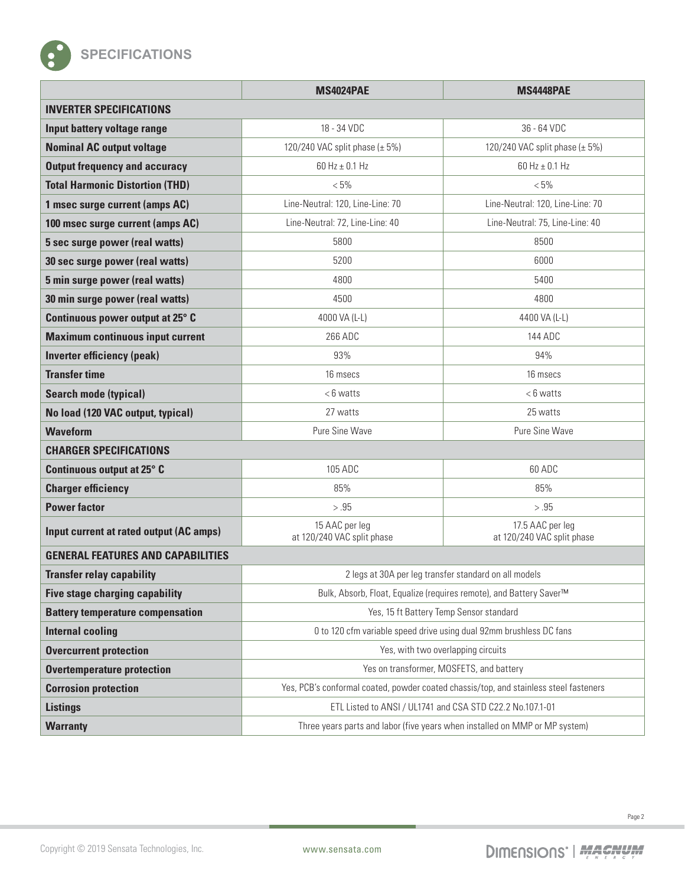## SPECIFICATIONS

| | MS4024PAE | MS4448PAE |
|---|---|---|
| **INVERTER SPECIFICATIONS** | | |
| **Input battery voltage range** | 18 - 34 VDC | 36 - 64 VDC |
| **Nominal AC output voltage** | 120/240 VAC split phase (± 5%) | 120/240 VAC split phase (± 5%) |
| **Output frequency and accuracy** | 60 Hz ± 0.1 Hz | 60 Hz ± 0.1 Hz |
| **Total Harmonic Distortion (THD)** | < 5% | < 5% |
| **1 msec surge current (amps AC)** | Line-Neutral: 120, Line-Line: 70 | Line-Neutral: 120, Line-Line: 70 |
| **100 msec surge current (amps AC)** | Line-Neutral: 72, Line-Line: 40 | Line-Neutral: 75, Line-Line: 40 |
| **5 sec surge power (real watts)** | 5800 | 8500 |
| **30 sec surge power (real watts)** | 5200 | 6000 |
| **5 min surge power (real watts)** | 4800 | 5400 |
| **30 min surge power (real watts)** | 4500 | 4800 |
| **Continuous power output at 25° C** | 4000 VA (L-L) | 4400 VA (L-L) |
| **Maximum continuous input current** | 266 ADC | 144 ADC |
| **Inverter efficiency (peak)** | 93% | 94% |
| **Transfer time** | 16 msecs | 16 msecs |
| **Search mode (typical)** | < 6 watts | < 6 watts |
| **No load (120 VAC output, typical)** | 27 watts | 25 watts |
| **Waveform** | Pure Sine Wave | Pure Sine Wave |
| **CHARGER SPECIFICATIONS** | | |
| **Continuous output at 25° C** | 105 ADC | 60 ADC |
| **Charger efficiency** | 85% | 85% |
| **Power factor** | > .95 | > .95 |
| **Input current at rated output (AC amps)** | 15 AAC per leg at 120/240 VAC split phase | 17.5 AAC per leg at 120/240 VAC split phase |
| **GENERAL FEATURES AND CAPABILITIES** | | |
| **Transfer relay capability** | 2 legs at 30A per leg transfer standard on all models | |
| **Five stage charging capability** | Bulk, Absorb, Float, Equalize (requires remote), and Battery Saver™ | |
| **Battery temperature compensation** | Yes, 15 ft Battery Temp Sensor standard | |
| **Internal cooling** | 0 to 120 cfm variable speed drive using dual 92mm brushless DC fans | |
| **Overcurrent protection** | Yes, with two overlapping circuits | |
| **Overtemperature protection** | Yes on transformer, MOSFETS, and battery | |
| **Corrosion protection** | Yes, PCB's conformal coated, powder coated chassis/top, and stainless steel fasteners | |
| **Listings** | ETL Listed to ANSI / UL1741 and CSA STD C22.2 No.107.1-01 | |
| **Warranty** | Three years parts and labor (five years when installed on MMP or MP system) | |

Copyright © 2019 Sensata Technologies, Inc. www.sensata.com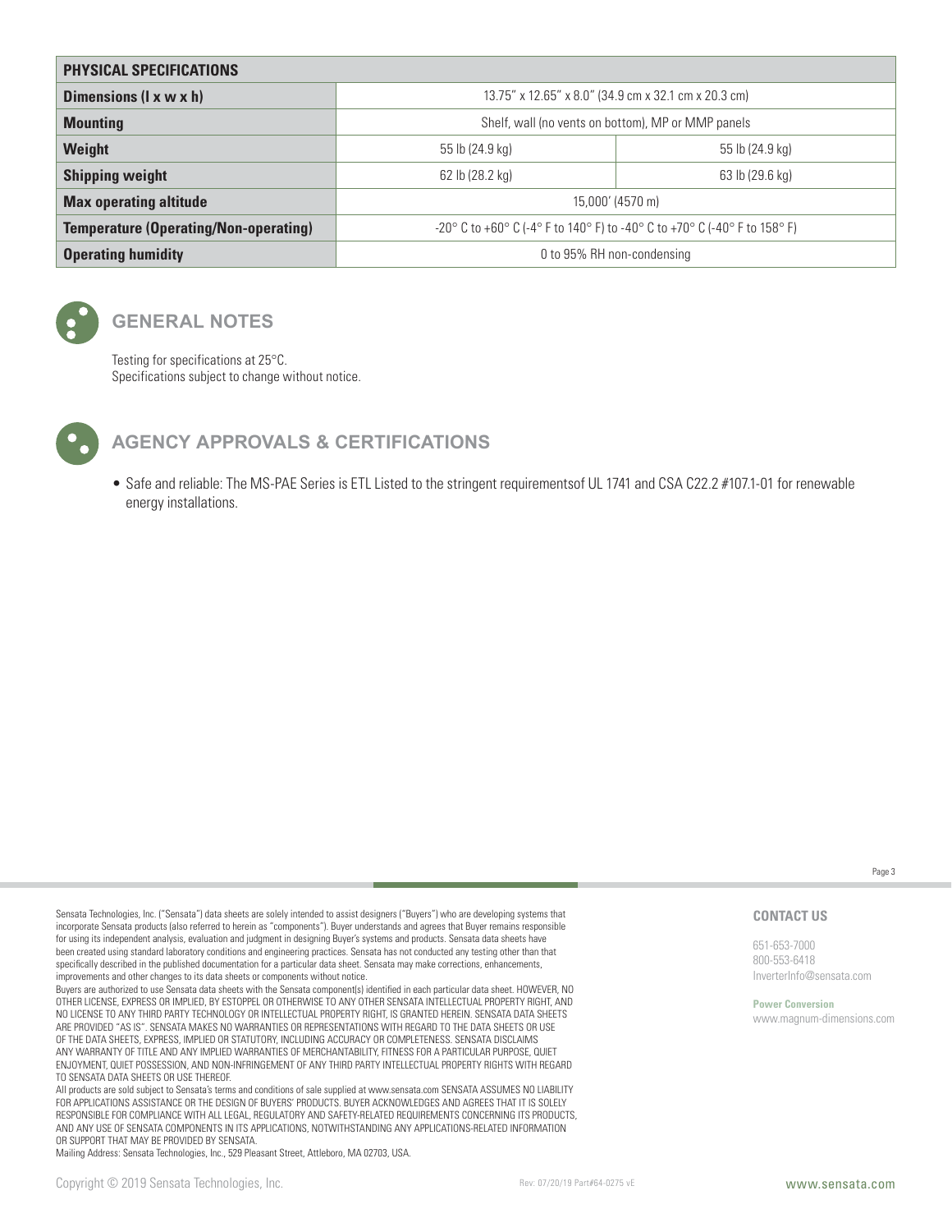| PHYSICAL SPECIFICATIONS | | |
|---|---|---|
| **Dimensions (l x w x h)** | 13.75" x 12.65" x 8.0" (34.9 cm x 32.1 cm x 20.3 cm) | |
| **Mounting** | Shelf, wall (no vents on bottom), MP or MMP panels | |
| **Weight** | 55 lb (24.9 kg) | 55 lb (24.9 kg) |
| **Shipping weight** | 62 lb (28.2 kg) | 63 lb (29.6 kg) |
| **Max operating altitude** | 15,000' (4570 m) | |
| **Temperature (Operating/Non-operating)** | -20° C to +60° C (-4° F to 140° F) to -40° C to +70° C (-40° F to 158° F) | |
| **Operating humidity** | 0 to 95% RH non-condensing | |

## GENERAL NOTES

Testing for specifications at 25°C.
Specifications subject to change without notice.

## AGENCY APPROVALS & CERTIFICATIONS

- Safe and reliable: The MS-PAE Series is ETL Listed to the stringent requirementsof UL 1741 and CSA C22.2 #107.1-01 for renewable energy installations.

Sensata Technologies, Inc. ("Sensata") data sheets are solely intended to assist designers ("Buyers") who are developing systems that incorporate Sensata products (also referred to herein as "components"). Buyer understands and agrees that Buyer remains responsible for using its independent analysis, evaluation and judgment in designing Buyer's systems and products. Sensata data sheets have been created using standard laboratory conditions and engineering practices. Sensata has not conducted any testing other than that specifically described in the published documentation for a particular data sheet. Sensata may make corrections, enhancements, improvements and other changes to its data sheets or components without notice.

Buyers are authorized to use Sensata data sheets with the Sensata component(s) identified in each particular data sheet. HOWEVER, NO OTHER LICENSE, EXPRESS OR IMPLIED, BY ESTOPPEL OR OTHERWISE TO ANY OTHER SENSATA INTELLECTUAL PROPERTY RIGHT, AND NO LICENSE TO ANY THIRD PARTY TECHNOLOGY OR INTELLECTUAL PROPERTY RIGHT, IS GRANTED HEREIN. SENSATA DATA SHEETS ARE PROVIDED "AS IS". SENSATA MAKES NO WARRANTIES OR REPRESENTATIONS WITH REGARD TO THE DATA SHEETS OR USE OF THE DATA SHEETS, EXPRESS, IMPLIED OR STATUTORY, INCLUDING ACCURACY OR COMPLETENESS. SENSATA DISCLAIMS ANY WARRANTY OF TITLE AND ANY IMPLIED WARRANTIES OF MERCHANTABILITY, FITNESS FOR A PARTICULAR PURPOSE, QUIET ENJOYMENT, QUIET POSSESSION, AND NON-INFRINGEMENT OF ANY THIRD PARTY INTELLECTUAL PROPERTY RIGHTS WITH REGARD TO SENSATA DATA SHEETS OR USE THEREOF.

All products are sold subject to Sensata's terms and conditions of sale supplied at www.sensata.com SENSATA ASSUMES NO LIABILITY FOR APPLICATIONS ASSISTANCE OR THE DESIGN OF BUYERS' PRODUCTS. BUYER ACKNOWLEDGES AND AGREES THAT IT IS SOLELY RESPONSIBLE FOR COMPLIANCE WITH ALL LEGAL, REGULATORY AND SAFETY-RELATED REQUIREMENTS CONCERNING ITS PRODUCTS, AND ANY USE OF SENSATA COMPONENTS IN ITS APPLICATIONS, NOTWITHSTANDING ANY APPLICATIONS-RELATED INFORMATION OR SUPPORT THAT MAY BE PROVIDED BY SENSATA.

Mailing Address: Sensata Technologies, Inc., 529 Pleasant Street, Attleboro, MA 02703, USA.

**CONTACT US**

651-653-7000
800-553-6418
InverterInfo@sensata.com

**Power Conversion**
www.magnum-dimensions.com

Copyright © 2019 Sensata Technologies, Inc.

Rev: 07/20/19 Part#64-0275 vE

www.sensata.com